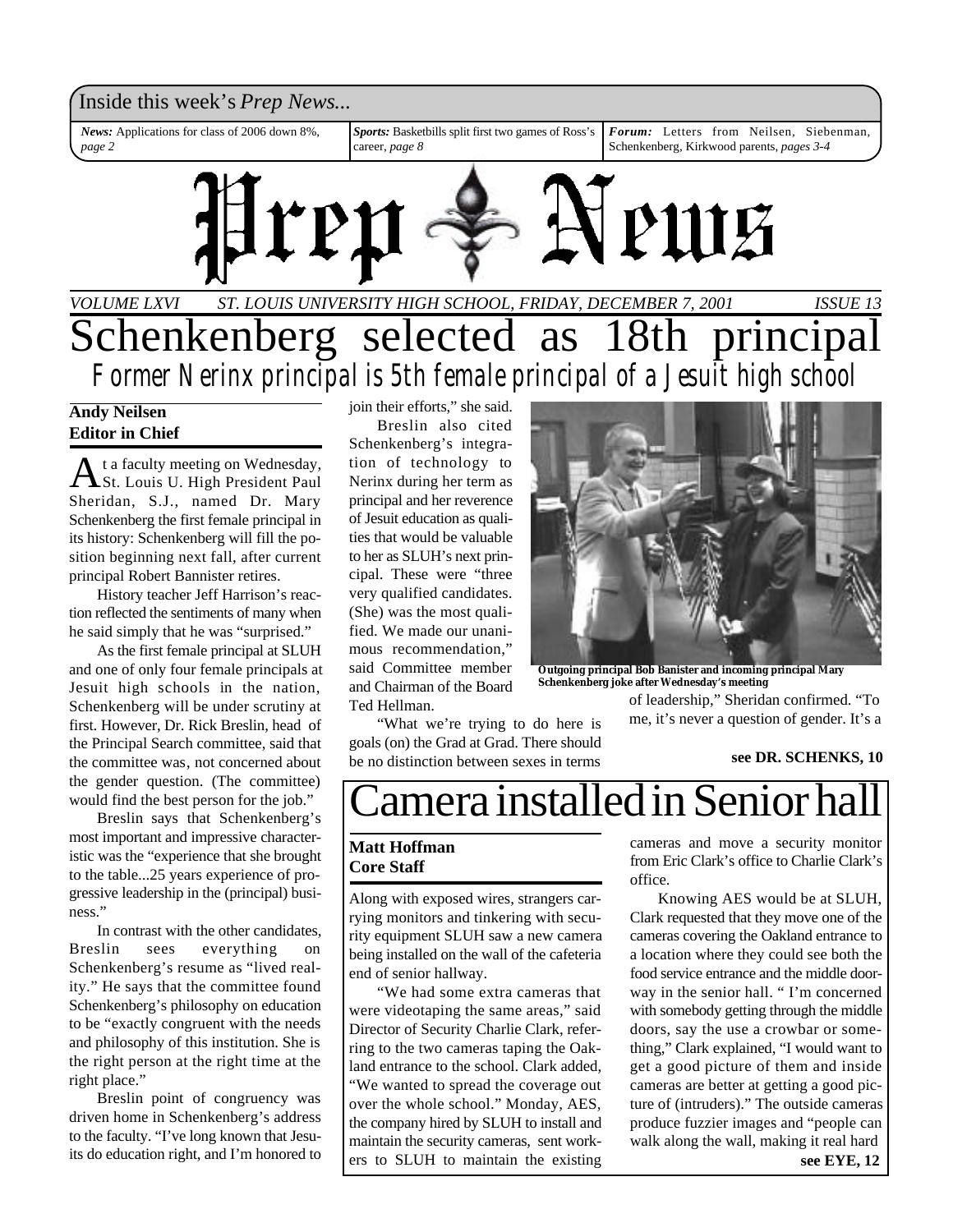Inside this week's *Prep News...*

***News:*** Applications for class of 2006 down 8%, *page 2*

***Sports:*** Basketbills split first two games of Ross's career, *page 8*

***Forum:*** Letters from Neilsen, Siebenman, Schenkenberg, Kirkwood parents, *pages 3-4*

# Prep News

*VOLUME LXVI — ST. LOUIS UNIVERSITY HIGH SCHOOL, FRIDAY, DECEMBER 7, 2001 — ISSUE 13*

# Schenkenberg selected as 18th principal

## *Former Nerinx principal is 5th female principal of a Jesuit high school*

**Andy Neilsen**
**Editor in Chief**

At a faculty meeting on Wednesday, St. Louis U. High President Paul Sheridan, S.J., named Dr. Mary Schenkenberg the first female principal in its history: Schenkenberg will fill the position beginning next fall, after current principal Robert Bannister retires.

History teacher Jeff Harrison's reaction reflected the sentiments of many when he said simply that he was "surprised."

As the first female principal at SLUH and one of only four female principals at Jesuit high schools in the nation, Schenkenberg will be under scrutiny at first. However, Dr. Rick Breslin, head of the Principal Search committee, said that the committee was, not concerned about the gender question. (The committee) would find the best person for the job."

Breslin says that Schenkenberg's most important and impressive characteristic was the "experience that she brought to the table...25 years experience of progressive leadership in the (principal) business."

In contrast with the other candidates, Breslin sees everything on Schenkenberg's resume as "lived reality." He says that the committee found Schenkenberg's philosophy on education to be "exactly congruent with the needs and philosophy of this institution. She is the right person at the right time at the right place."

Breslin point of congruency was driven home in Schenkenberg's address to the faculty. "I've long known that Jesuits do education right, and I'm honored to join their efforts," she said.

Breslin also cited Schenkenberg's integration of technology to Nerinx during her term as principal and her reverence of Jesuit education as qualities that would be valuable to her as SLUH's next principal. These were "three very qualified candidates. (She) was the most qualified. We made our unanimous recommendation," said Committee member and Chairman of the Board Ted Hellman.

"What we're trying to do here is goals (on) the Grad at Grad. There should be no distinction between sexes in terms of leadership," Sheridan confirmed. "To me, it's never a question of gender. It's a

**Outgoing principal Bob Banister and incoming principal Mary Schenkenberg joke after Wednesday's meeting**

**see DR. SCHENKS, 10**

# Camera installed in Senior hall

**Matt Hoffman**
**Core Staff**

Along with exposed wires, strangers carrying monitors and tinkering with security equipment SLUH saw a new camera being installed on the wall of the cafeteria end of senior hallway.

"We had some extra cameras that were videotaping the same areas," said Director of Security Charlie Clark, referring to the two cameras taping the Oakland entrance to the school. Clark added, "We wanted to spread the coverage out over the whole school." Monday, AES, the company hired by SLUH to install and maintain the security cameras, sent workers to SLUH to maintain the existing cameras and move a security monitor from Eric Clark's office to Charlie Clark's office.

Knowing AES would be at SLUH, Clark requested that they move one of the cameras covering the Oakland entrance to a location where they could see both the food service entrance and the middle doorway in the senior hall. " I'm concerned with somebody getting through the middle doors, say the use a crowbar or something," Clark explained, "I would want to get a good picture of them and inside cameras are better at getting a good picture of (intruders)." The outside cameras produce fuzzier images and "people can walk along the wall, making it real hard

**see EYE, 12**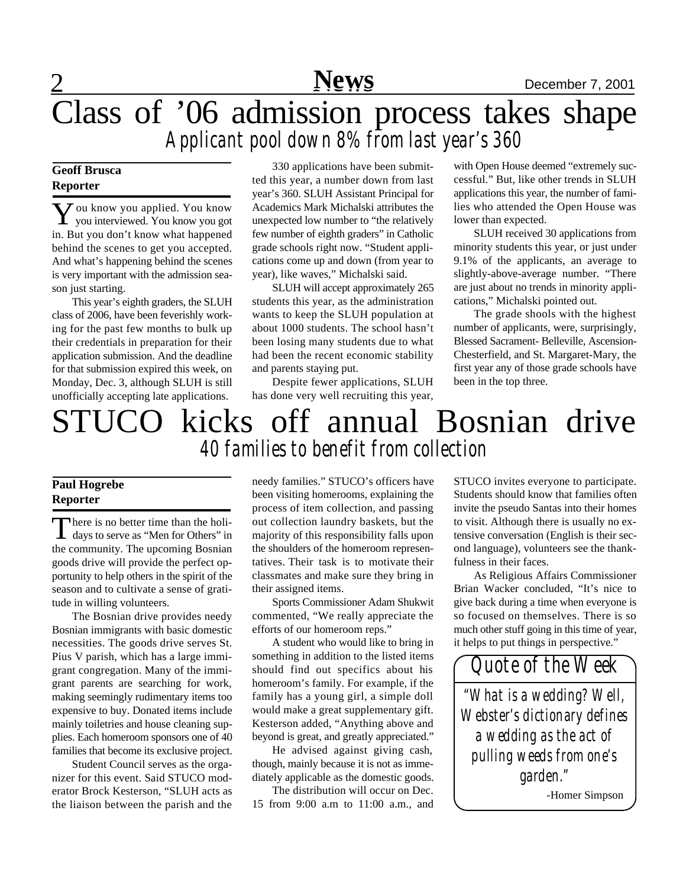# Class of '06 admission process takes shape

## *Applicant pool down 8% from last year's 360*

**Geoff Brusca**
**Reporter**

You know you applied. You know you interviewed. You know you got in. But you don't know what happened behind the scenes to get you accepted. And what's happening behind the scenes is very important with the admission season just starting.

This year's eighth graders, the SLUH class of 2006, have been feverishly working for the past few months to bulk up their credentials in preparation for their application submission. And the deadline for that submission expired this week, on Monday, Dec. 3, although SLUH is still unofficially accepting late applications.

330 applications have been submitted this year, a number down from last year's 360. SLUH Assistant Principal for Academics Mark Michalski attributes the unexpected low number to "the relatively few number of eighth graders" in Catholic grade schools right now. "Student applications come up and down (from year to year), like waves," Michalski said.

SLUH will accept approximately 265 students this year, as the administration wants to keep the SLUH population at about 1000 students. The school hasn't been losing many students due to what had been the recent economic stability and parents staying put.

Despite fewer applications, SLUH has done very well recruiting this year, with Open House deemed "extremely successful." But, like other trends in SLUH applications this year, the number of families who attended the Open House was lower than expected.

SLUH received 30 applications from minority students this year, or just under 9.1% of the applicants, an average to slightly-above-average number. "There are just about no trends in minority applications," Michalski pointed out.

The grade shools with the highest number of applicants, were, surprisingly, Blessed Sacrament- Belleville, Ascension-Chesterfield, and St. Margaret-Mary, the first year any of those grade schools have been in the top three.

# STUCO kicks off annual Bosnian drive

## *40 families to benefit from collection*

**Paul Hogrebe**
**Reporter**

There is no better time than the holidays to serve as "Men for Others" in the community. The upcoming Bosnian goods drive will provide the perfect opportunity to help others in the spirit of the season and to cultivate a sense of gratitude in willing volunteers.

The Bosnian drive provides needy Bosnian immigrants with basic domestic necessities. The goods drive serves St. Pius V parish, which has a large immigrant congregation. Many of the immigrant parents are searching for work, making seemingly rudimentary items too expensive to buy. Donated items include mainly toiletries and house cleaning supplies. Each homeroom sponsors one of 40 families that become its exclusive project.

Student Council serves as the organizer for this event. Said STUCO moderator Brock Kesterson, "SLUH acts as the liaison between the parish and the needy families." STUCO's officers have been visiting homerooms, explaining the process of item collection, and passing out collection laundry baskets, but the majority of this responsibility falls upon the shoulders of the homeroom representatives. Their task is to motivate their classmates and make sure they bring in their assigned items.

Sports Commissioner Adam Shukwit commented, "We really appreciate the efforts of our homeroom reps."

A student who would like to bring in something in addition to the listed items should find out specifics about his homeroom's family. For example, if the family has a young girl, a simple doll would make a great supplementary gift. Kesterson added, "Anything above and beyond is great, and greatly appreciated."

He advised against giving cash, though, mainly because it is not as immediately applicable as the domestic goods.

The distribution will occur on Dec. 15 from 9:00 a.m to 11:00 a.m., and STUCO invites everyone to participate. Students should know that families often invite the pseudo Santas into their homes to visit. Although there is usually no extensive conversation (English is their second language), volunteers see the thankfulness in their faces.

As Religious Affairs Commissioner Brian Wacker concluded, "It's nice to give back during a time when everyone is so focused on themselves. There is so much other stuff going in this time of year, it helps to put things in perspective."

## *Quote of the Week*

*"What is a wedding? Well, Webster's dictionary defines a wedding as the act of pulling weeds from one's garden."*

-Homer Simpson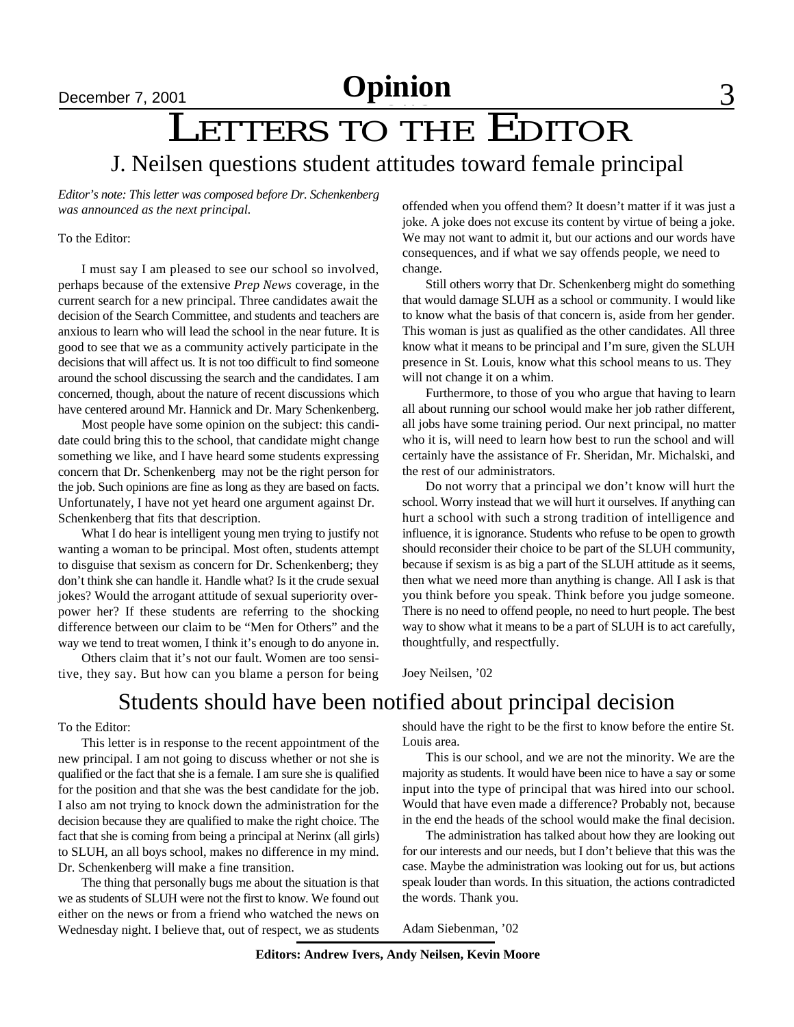# LETTERS TO THE EDITOR

## J. Neilsen questions student attitudes toward female principal

*Editor's note: This letter was composed before Dr. Schenkenberg was announced as the next principal.*

To the Editor:

I must say I am pleased to see our school so involved, perhaps because of the extensive *Prep News* coverage, in the current search for a new principal. Three candidates await the decision of the Search Committee, and students and teachers are anxious to learn who will lead the school in the near future. It is good to see that we as a community actively participate in the decisions that will affect us. It is not too difficult to find someone around the school discussing the search and the candidates. I am concerned, though, about the nature of recent discussions which have centered around Mr. Hannick and Dr. Mary Schenkenberg.

Most people have some opinion on the subject: this candidate could bring this to the school, that candidate might change something we like, and I have heard some students expressing concern that Dr. Schenkenberg may not be the right person for the job. Such opinions are fine as long as they are based on facts. Unfortunately, I have not yet heard one argument against Dr. Schenkenberg that fits that description.

What I do hear is intelligent young men trying to justify not wanting a woman to be principal. Most often, students attempt to disguise that sexism as concern for Dr. Schenkenberg; they don't think she can handle it. Handle what? Is it the crude sexual jokes? Would the arrogant attitude of sexual superiority overpower her? If these students are referring to the shocking difference between our claim to be "Men for Others" and the way we tend to treat women, I think it's enough to do anyone in.

Others claim that it's not our fault. Women are too sensitive, they say. But how can you blame a person for being offended when you offend them? It doesn't matter if it was just a joke. A joke does not excuse its content by virtue of being a joke. We may not want to admit it, but our actions and our words have consequences, and if what we say offends people, we need to change.

Still others worry that Dr. Schenkenberg might do something that would damage SLUH as a school or community. I would like to know what the basis of that concern is, aside from her gender. This woman is just as qualified as the other candidates. All three know what it means to be principal and I'm sure, given the SLUH presence in St. Louis, know what this school means to us. They will not change it on a whim.

Furthermore, to those of you who argue that having to learn all about running our school would make her job rather different, all jobs have some training period. Our next principal, no matter who it is, will need to learn how best to run the school and will certainly have the assistance of Fr. Sheridan, Mr. Michalski, and the rest of our administrators.

Do not worry that a principal we don't know will hurt the school. Worry instead that we will hurt it ourselves. If anything can hurt a school with such a strong tradition of intelligence and influence, it is ignorance. Students who refuse to be open to growth should reconsider their choice to be part of the SLUH community, because if sexism is as big a part of the SLUH attitude as it seems, then what we need more than anything is change. All I ask is that you think before you speak. Think before you judge someone. There is no need to offend people, no need to hurt people. The best way to show what it means to be a part of SLUH is to act carefully, thoughtfully, and respectfully.

Joey Neilsen, '02

## Students should have been notified about principal decision

To the Editor:

This letter is in response to the recent appointment of the new principal. I am not going to discuss whether or not she is qualified or the fact that she is a female. I am sure she is qualified for the position and that she was the best candidate for the job. I also am not trying to knock down the administration for the decision because they are qualified to make the right choice. The fact that she is coming from being a principal at Nerinx (all girls) to SLUH, an all boys school, makes no difference in my mind. Dr. Schenkenberg will make a fine transition.

The thing that personally bugs me about the situation is that we as students of SLUH were not the first to know. We found out either on the news or from a friend who watched the news on Wednesday night. I believe that, out of respect, we as students should have the right to be the first to know before the entire St. Louis area.

This is our school, and we are not the minority. We are the majority as students. It would have been nice to have a say or some input into the type of principal that was hired into our school. Would that have even made a difference? Probably not, because in the end the heads of the school would make the final decision.

The administration has talked about how they are looking out for our interests and our needs, but I don't believe that this was the case. Maybe the administration was looking out for us, but actions speak louder than words. In this situation, the actions contradicted the words. Thank you.

Adam Siebenman, '02

**Editors: Andrew Ivers, Andy Neilsen, Kevin Moore**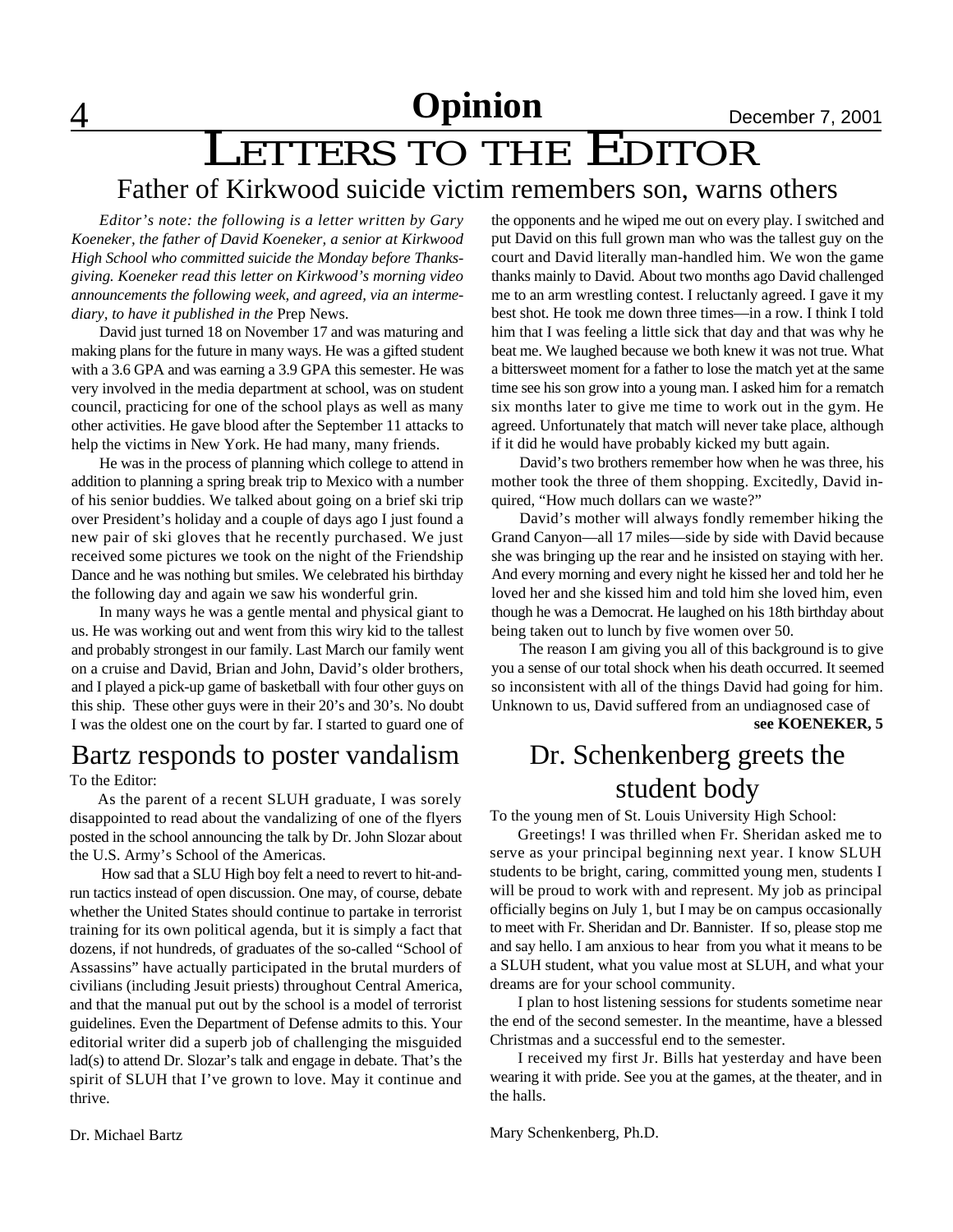# Opinion

## LETTERS TO THE EDITOR

### Father of Kirkwood suicide victim remembers son, warns others

*Editor's note: the following is a letter written by Gary Koeneker, the father of David Koeneker, a senior at Kirkwood High School who committed suicide the Monday before Thanksgiving. Koeneker read this letter on Kirkwood's morning video announcements the following week, and agreed, via an intermediary, to have it published in the* Prep News.

David just turned 18 on November 17 and was maturing and making plans for the future in many ways. He was a gifted student with a 3.6 GPA and was earning a 3.9 GPA this semester. He was very involved in the media department at school, was on student council, practicing for one of the school plays as well as many other activities. He gave blood after the September 11 attacks to help the victims in New York. He had many, many friends.

He was in the process of planning which college to attend in addition to planning a spring break trip to Mexico with a number of his senior buddies. We talked about going on a brief ski trip over President's holiday and a couple of days ago I just found a new pair of ski gloves that he recently purchased. We just received some pictures we took on the night of the Friendship Dance and he was nothing but smiles. We celebrated his birthday the following day and again we saw his wonderful grin.

In many ways he was a gentle mental and physical giant to us. He was working out and went from this wiry kid to the tallest and probably strongest in our family. Last March our family went on a cruise and David, Brian and John, David's older brothers, and I played a pick-up game of basketball with four other guys on this ship. These other guys were in their 20's and 30's. No doubt I was the oldest one on the court by far. I started to guard one of the opponents and he wiped me out on every play. I switched and put David on this full grown man who was the tallest guy on the court and David literally man-handled him. We won the game thanks mainly to David. About two months ago David challenged me to an arm wrestling contest. I reluctanly agreed. I gave it my best shot. He took me down three times—in a row. I think I told him that I was feeling a little sick that day and that was why he beat me. We laughed because we both knew it was not true. What a bittersweet moment for a father to lose the match yet at the same time see his son grow into a young man. I asked him for a rematch six months later to give me time to work out in the gym. He agreed. Unfortunately that match will never take place, although if it did he would have probably kicked my butt again.

David's two brothers remember how when he was three, his mother took the three of them shopping. Excitedly, David inquired, "How much dollars can we waste?"

David's mother will always fondly remember hiking the Grand Canyon—all 17 miles—side by side with David because she was bringing up the rear and he insisted on staying with her. And every morning and every night he kissed her and told her he loved her and she kissed him and told him she loved him, even though he was a Democrat. He laughed on his 18th birthday about being taken out to lunch by five women over 50.

The reason I am giving you all of this background is to give you a sense of our total shock when his death occurred. It seemed so inconsistent with all of the things David had going for him. Unknown to us, David suffered from an undiagnosed case of

**see KOENEKER, 5**

### Bartz responds to poster vandalism

To the Editor:

As the parent of a recent SLUH graduate, I was sorely disappointed to read about the vandalizing of one of the flyers posted in the school announcing the talk by Dr. John Slozar about the U.S. Army's School of the Americas.

How sad that a SLU High boy felt a need to revert to hit-and-run tactics instead of open discussion. One may, of course, debate whether the United States should continue to partake in terrorist training for its own political agenda, but it is simply a fact that dozens, if not hundreds, of graduates of the so-called "School of Assassins" have actually participated in the brutal murders of civilians (including Jesuit priests) throughout Central America, and that the manual put out by the school is a model of terrorist guidelines. Even the Department of Defense admits to this. Your editorial writer did a superb job of challenging the misguided lad(s) to attend Dr. Slozar's talk and engage in debate. That's the spirit of SLUH that I've grown to love. May it continue and thrive.

Dr. Michael Bartz

### Dr. Schenkenberg greets the student body

To the young men of St. Louis University High School:

Greetings! I was thrilled when Fr. Sheridan asked me to serve as your principal beginning next year. I know SLUH students to be bright, caring, committed young men, students I will be proud to work with and represent. My job as principal officially begins on July 1, but I may be on campus occasionally to meet with Fr. Sheridan and Dr. Bannister. If so, please stop me and say hello. I am anxious to hear from you what it means to be a SLUH student, what you value most at SLUH, and what your dreams are for your school community.

I plan to host listening sessions for students sometime near the end of the second semester. In the meantime, have a blessed Christmas and a successful end to the semester.

I received my first Jr. Bills hat yesterday and have been wearing it with pride. See you at the games, at the theater, and in the halls.

Mary Schenkenberg, Ph.D.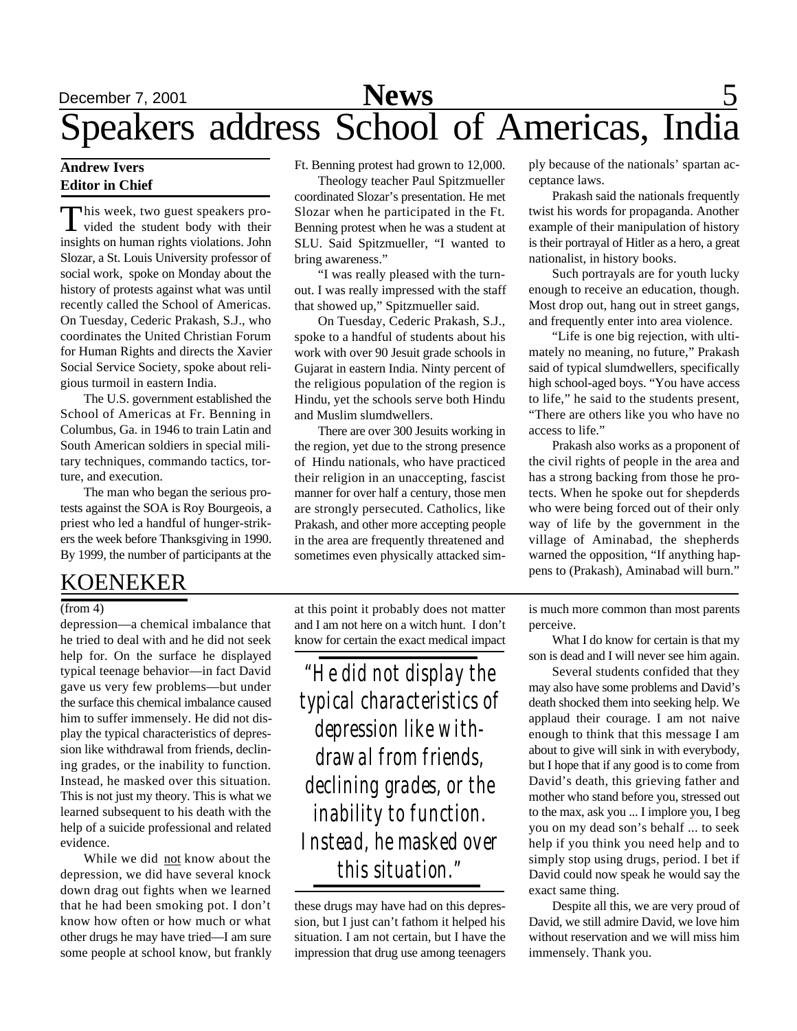# Speakers address School of Americas, India

**Andrew Ivers**
**Editor in Chief**

This week, two guest speakers provided the student body with their insights on human rights violations. John Slozar, a St. Louis University professor of social work, spoke on Monday about the history of protests against what was until recently called the School of Americas. On Tuesday, Cederic Prakash, S.J., who coordinates the United Christian Forum for Human Rights and directs the Xavier Social Service Society, spoke about religious turmoil in eastern India.

The U.S. government established the School of Americas at Fr. Benning in Columbus, Ga. in 1946 to train Latin and South American soldiers in special military techniques, commando tactics, torture, and execution.

The man who began the serious protests against the SOA is Roy Bourgeois, a priest who led a handful of hunger-strikers the week before Thanksgiving in 1990. By 1999, the number of participants at the Ft. Benning protest had grown to 12,000.

Theology teacher Paul Spitzmueller coordinated Slozar's presentation. He met Slozar when he participated in the Ft. Benning protest when he was a student at SLU. Said Spitzmueller, "I wanted to bring awareness."

"I was really pleased with the turnout. I was really impressed with the staff that showed up," Spitzmueller said.

On Tuesday, Cederic Prakash, S.J., spoke to a handful of students about his work with over 90 Jesuit grade schools in Gujarat in eastern India. Ninty percent of the religious population of the region is Hindu, yet the schools serve both Hindu and Muslim slumdwellers.

There are over 300 Jesuits working in the region, yet due to the strong presence of Hindu nationals, who have practiced their religion in an unaccepting, fascist manner for over half a century, those men are strongly persecuted. Catholics, like Prakash, and other more accepting people in the area are frequently threatened and sometimes even physically attacked simply because of the nationals' spartan acceptance laws.

Prakash said the nationals frequently twist his words for propaganda. Another example of their manipulation of history is their portrayal of Hitler as a hero, a great nationalist, in history books.

Such portrayals are for youth lucky enough to receive an education, though. Most drop out, hang out in street gangs, and frequently enter into area violence.

"Life is one big rejection, with ultimately no meaning, no future," Prakash said of typical slumdwellers, specifically high school-aged boys. "You have access to life," he said to the students present, "There are others like you who have no access to life."

Prakash also works as a proponent of the civil rights of people in the area and has a strong backing from those he protects. When he spoke out for shepderds who were being forced out of their only way of life by the government in the village of Aminabad, the shepherds warned the opposition, "If anything happens to (Prakash), Aminabad will burn."

## KOENEKER

(from 4)

depression—a chemical imbalance that he tried to deal with and he did not seek help for. On the surface he displayed typical teenage behavior—in fact David gave us very few problems—but under the surface this chemical imbalance caused him to suffer immensely. He did not display the typical characteristics of depression like withdrawal from friends, declining grades, or the inability to function. Instead, he masked over this situation. This is not just my theory. This is what we learned subsequent to his death with the help of a suicide professional and related evidence.

While we did not know about the depression, we did have several knock down drag out fights when we learned that he had been smoking pot. I don't know how often or how much or what other drugs he may have tried—I am sure some people at school know, but frankly at this point it probably does not matter and I am not here on a witch hunt. I don't know for certain the exact medical impact these drugs may have had on this depression, but I just can't fathom it helped his situation. I am not certain, but I have the impression that drug use among teenagers is much more common than most parents perceive.

> *"He did not display the typical characteristics of depression like withdrawal from friends, declining grades, or the inability to function. Instead, he masked over this situation."*

What I do know for certain is that my son is dead and I will never see him again.

Several students confided that they may also have some problems and David's death shocked them into seeking help. We applaud their courage. I am not naive enough to think that this message I am about to give will sink in with everybody, but I hope that if any good is to come from David's death, this grieving father and mother who stand before you, stressed out to the max, ask you ... I implore you, I beg you on my dead son's behalf ... to seek help if you think you need help and to simply stop using drugs, period. I bet if David could now speak he would say the exact same thing.

Despite all this, we are very proud of David, we still admire David, we love him without reservation and we will miss him immensely. Thank you.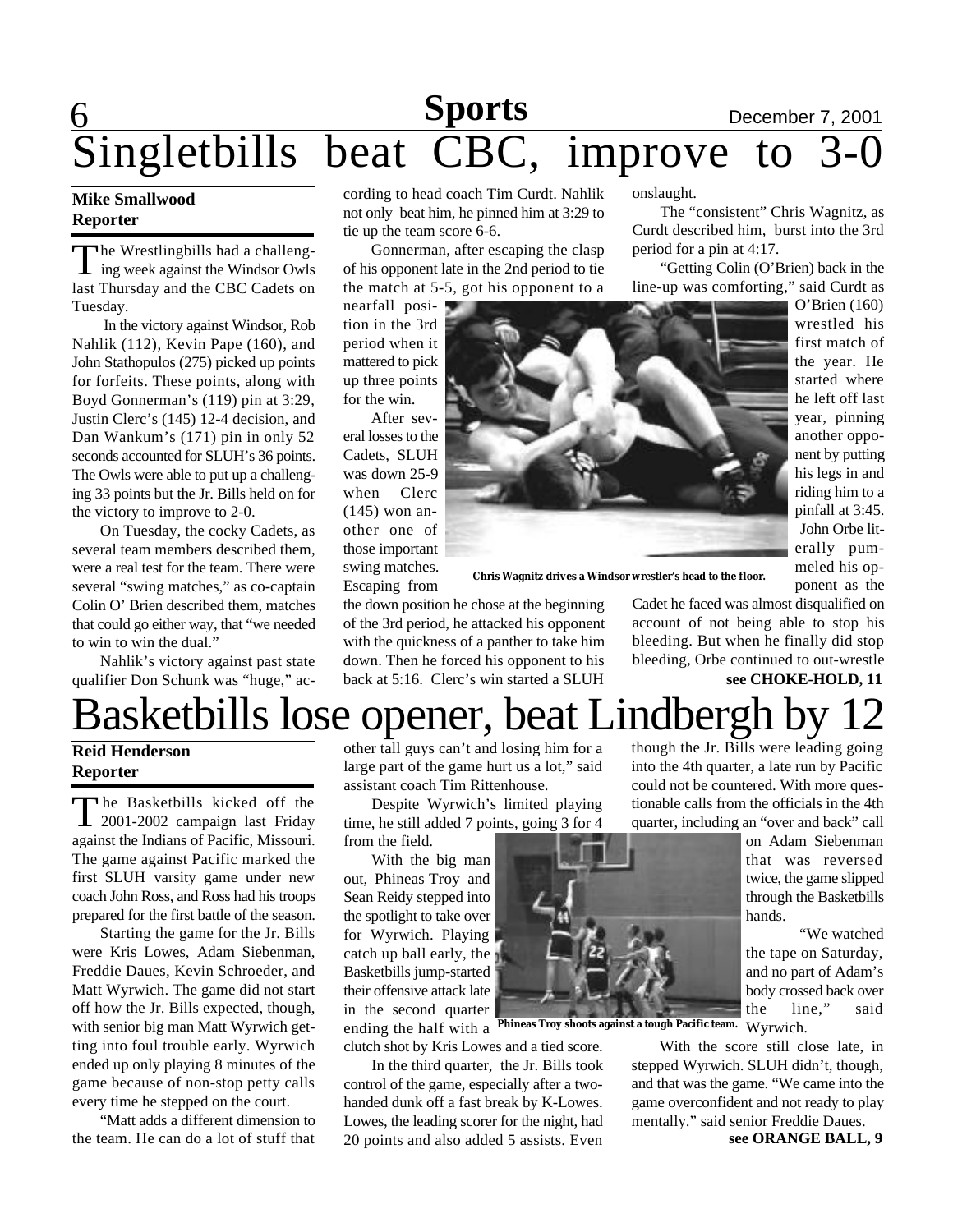# Singletbills beat CBC, improve to 3-0

**Mike Smallwood**
**Reporter**

The Wrestlingbills had a challenging week against the Windsor Owls last Thursday and the CBC Cadets on Tuesday.

In the victory against Windsor, Rob Nahlik (112), Kevin Pape (160), and John Stathopulos (275) picked up points for forfeits. These points, along with Boyd Gonnerman's (119) pin at 3:29, Justin Clerc's (145) 12-4 decision, and Dan Wankum's (171) pin in only 52 seconds accounted for SLUH's 36 points. The Owls were able to put up a challenging 33 points but the Jr. Bills held on for the victory to improve to 2-0.

On Tuesday, the cocky Cadets, as several team members described them, were a real test for the team. There were several "swing matches," as co-captain Colin O' Brien described them, matches that could go either way, that "we needed to win to win the dual."

Nahlik's victory against past state qualifier Don Schunk was "huge," according to head coach Tim Curdt. Nahlik not only beat him, he pinned him at 3:29 to tie up the team score 6-6.

Gonnerman, after escaping the clasp of his opponent late in the 2nd period to tie the match at 5-5, got his opponent to a nearfall position in the 3rd period when it mattered to pick up three points for the win.

After several losses to the Cadets, SLUH was down 25-9 when Clerc (145) won another one of those important swing matches. Escaping from the down position he chose at the beginning of the 3rd period, he attacked his opponent with the quickness of a panther to take him down. Then he forced his opponent to his back at 5:16. Clerc's win started a SLUH onslaught.

The "consistent" Chris Wagnitz, as Curdt described him, burst into the 3rd period for a pin at 4:17.

"Getting Colin (O'Brien) back in the line-up was comforting," said Curdt as O'Brien (160) wrestled his first match of the year. He started where he left off last year, pinning another opponent by putting his legs in and riding him to a pinfall at 3:45.

John Orbe literally pummeled his opponent as the Cadet he faced was almost disqualified on account of not being able to stop his bleeding. But when he finally did stop bleeding, Orbe continued to out-wrestle

**see CHOKE-HOLD, 11**

Chris Wagnitz drives a Windsor wrestler's head to the floor.

# Basketbills lose opener, beat Lindbergh by 12

**Reid Henderson**
**Reporter**

The Basketbills kicked off the 2001-2002 campaign last Friday against the Indians of Pacific, Missouri. The game against Pacific marked the first SLUH varsity game under new coach John Ross, and Ross had his troops prepared for the first battle of the season.

Starting the game for the Jr. Bills were Kris Lowes, Adam Siebenman, Freddie Daues, Kevin Schroeder, and Matt Wyrwich. The game did not start off how the Jr. Bills expected, though, with senior big man Matt Wyrwich getting into foul trouble early. Wyrwich ended up only playing 8 minutes of the game because of non-stop petty calls every time he stepped on the court.

"Matt adds a different dimension to the team. He can do a lot of stuff that other tall guys can't and losing him for a large part of the game hurt us a lot," said assistant coach Tim Rittenhouse.

Despite Wyrwich's limited playing time, he still added 7 points, going 3 for 4 from the field.

With the big man out, Phineas Troy and Sean Reidy stepped into the spotlight to take over for Wyrwich. Playing catch up ball early, the Basketbills jump-started their offensive attack late in the second quarter ending the half with a clutch shot by Kris Lowes and a tied score.

In the third quarter, the Jr. Bills took control of the game, especially after a two-handed dunk off a fast break by K-Lowes. Lowes, the leading scorer for the night, had 20 points and also added 5 assists. Even though the Jr. Bills were leading going into the 4th quarter, a late run by Pacific could not be countered. With more questionable calls from the officials in the 4th quarter, including an "over and back" call on Adam Siebenman that was reversed twice, the game slipped through the Basketbills hands.

"We watched the tape on Saturday, and no part of Adam's body crossed back over the line," said Wyrwich.

With the score still close late, in stepped Wyrwich. SLUH didn't, though, and that was the game. "We came into the game overconfident and not ready to play mentally." said senior Freddie Daues.

**see ORANGE BALL, 9**

Phineas Troy shoots against a tough Pacific team.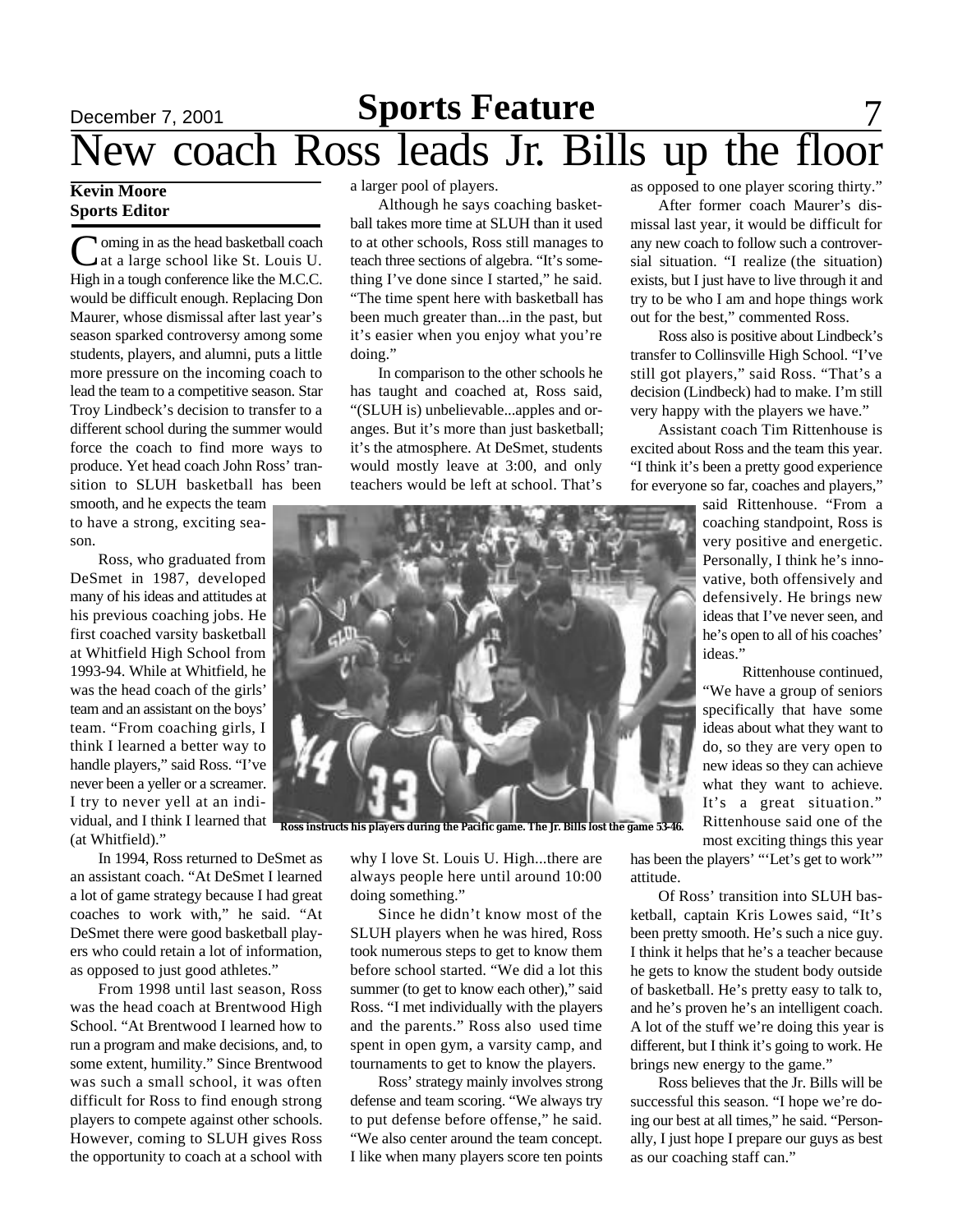# New coach Ross leads Jr. Bills up the floor

**Kevin Moore**
**Sports Editor**

Coming in as the head basketball coach at a large school like St. Louis U. High in a tough conference like the M.C.C. would be difficult enough. Replacing Don Maurer, whose dismissal after last year's season sparked controversy among some students, players, and alumni, puts a little more pressure on the incoming coach to lead the team to a competitive season. Star Troy Lindbeck's decision to transfer to a different school during the summer would force the coach to find more ways to produce. Yet head coach John Ross' transition to SLUH basketball has been smooth, and he expects the team to have a strong, exciting season.

Ross, who graduated from DeSmet in 1987, developed many of his ideas and attitudes at his previous coaching jobs. He first coached varsity basketball at Whitfield High School from 1993-94. While at Whitfield, he was the head coach of the girls' team and an assistant on the boys' team. "From coaching girls, I think I learned a better way to handle players," said Ross. "I've never been a yeller or a screamer. I try to never yell at an individual, and I think I learned that (at Whitfield)."

In 1994, Ross returned to DeSmet as an assistant coach. "At DeSmet I learned a lot of game strategy because I had great coaches to work with," he said. "At DeSmet there were good basketball players who could retain a lot of information, as opposed to just good athletes."

From 1998 until last season, Ross was the head coach at Brentwood High School. "At Brentwood I learned how to run a program and make decisions, and, to some extent, humility." Since Brentwood was such a small school, it was often difficult for Ross to find enough strong players to compete against other schools. However, coming to SLUH gives Ross the opportunity to coach at a school with a larger pool of players.

Although he says coaching basketball takes more time at SLUH than it used to at other schools, Ross still manages to teach three sections of algebra. "It's something I've done since I started," he said. "The time spent here with basketball has been much greater than...in the past, but it's easier when you enjoy what you're doing."

In comparison to the other schools he has taught and coached at, Ross said, "(SLUH is) unbelievable...apples and oranges. But it's more than just basketball; it's the atmosphere. At DeSmet, students would mostly leave at 3:00, and only teachers would be left at school. That's why I love St. Louis U. High...there are always people here until around 10:00 doing something."

Ross instructs his players during the Pacific game. The Jr. Bills lost the game 53-46.

Since he didn't know most of the SLUH players when he was hired, Ross took numerous steps to get to know them before school started. "We did a lot this summer (to get to know each other)," said Ross. "I met individually with the players and the parents." Ross also used time spent in open gym, a varsity camp, and tournaments to get to know the players.

Ross' strategy mainly involves strong defense and team scoring. "We always try to put defense before offense," he said. "We also center around the team concept. I like when many players score ten points as opposed to one player scoring thirty."

After former coach Maurer's dismissal last year, it would be difficult for any new coach to follow such a controversial situation. "I realize (the situation) exists, but I just have to live through it and try to be who I am and hope things work out for the best," commented Ross.

Ross also is positive about Lindbeck's transfer to Collinsville High School. "I've still got players," said Ross. "That's a decision (Lindbeck) had to make. I'm still very happy with the players we have."

Assistant coach Tim Rittenhouse is excited about Ross and the team this year. "I think it's been a pretty good experience for everyone so far, coaches and players," said Rittenhouse. "From a coaching standpoint, Ross is very positive and energetic. Personally, I think he's innovative, both offensively and defensively. He brings new ideas that I've never seen, and he's open to all of his coaches' ideas."

Rittenhouse continued, "We have a group of seniors specifically that have some ideas about what they want to do, so they are very open to new ideas so they can achieve what they want to achieve. It's a great situation." Rittenhouse said one of the most exciting things this year has been the players' "'Let's get to work'" attitude.

Of Ross' transition into SLUH basketball, captain Kris Lowes said, "It's been pretty smooth. He's such a nice guy. I think it helps that he's a teacher because he gets to know the student body outside of basketball. He's pretty easy to talk to, and he's proven he's an intelligent coach. A lot of the stuff we're doing this year is different, but I think it's going to work. He brings new energy to the game."

Ross believes that the Jr. Bills will be successful this season. "I hope we're doing our best at all times," he said. "Personally, I just hope I prepare our guys as best as our coaching staff can."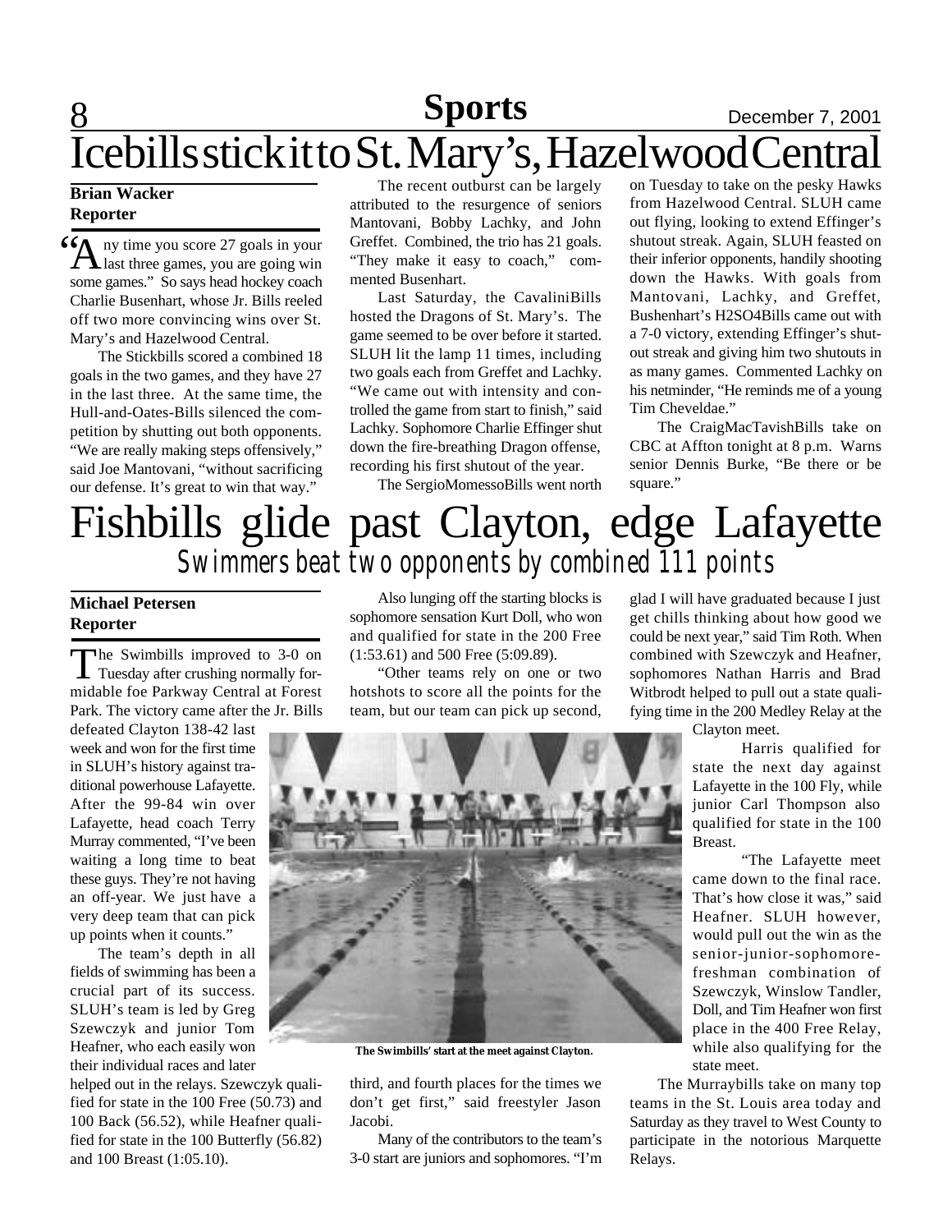# Icebills stick it to St. Mary's, Hazelwood Central

**Brian Wacker**
**Reporter**

"Any time you score 27 goals in your last three games, you are going win some games." So says head hockey coach Charlie Busenhart, whose Jr. Bills reeled off two more convincing wins over St. Mary's and Hazelwood Central.

The Stickbills scored a combined 18 goals in the two games, and they have 27 in the last three. At the same time, the Hull-and-Oates-Bills silenced the competition by shutting out both opponents. "We are really making steps offensively," said Joe Mantovani, "without sacrificing our defense. It's great to win that way."

The recent outburst can be largely attributed to the resurgence of seniors Mantovani, Bobby Lachky, and John Greffet. Combined, the trio has 21 goals. "They make it easy to coach," commented Busenhart.

Last Saturday, the CavaliniBills hosted the Dragons of St. Mary's. The game seemed to be over before it started. SLUH lit the lamp 11 times, including two goals each from Greffet and Lachky. "We came out with intensity and controlled the game from start to finish," said Lachky. Sophomore Charlie Effinger shut down the fire-breathing Dragon offense, recording his first shutout of the year.

The SergioMomessoBills went north on Tuesday to take on the pesky Hawks from Hazelwood Central. SLUH came out flying, looking to extend Effinger's shutout streak. Again, SLUH feasted on their inferior opponents, handily shooting down the Hawks. With goals from Mantovani, Lachky, and Greffet, Bushenhart's H2SO4Bills came out with a 7-0 victory, extending Effinger's shutout streak and giving him two shutouts in as many games. Commented Lachky on his netminder, "He reminds me of a young Tim Cheveldae."

The CraigMacTavishBills take on CBC at Affton tonight at 8 p.m. Warns senior Dennis Burke, "Be there or be square."

# Fishbills glide past Clayton, edge Lafayette

## *Swimmers beat two opponents by combined 111 points*

**Michael Petersen**
**Reporter**

The Swimbills improved to 3-0 on Tuesday after crushing normally formidable foe Parkway Central at Forest Park. The victory came after the Jr. Bills defeated Clayton 138-42 last week and won for the first time in SLUH's history against traditional powerhouse Lafayette. After the 99-84 win over Lafayette, head coach Terry Murray commented, "I've been waiting a long time to beat these guys. They're not having an off-year. We just have a very deep team that can pick up points when it counts."

The team's depth in all fields of swimming has been a crucial part of its success. SLUH's team is led by Greg Szewczyk and junior Tom Heafner, who each easily won their individual races and later helped out in the relays. Szewczyk qualified for state in the 100 Free (50.73) and 100 Back (56.52), while Heafner qualified for state in the 100 Butterfly (56.82) and 100 Breast (1:05.10).

Also lunging off the starting blocks is sophomore sensation Kurt Doll, who won and qualified for state in the 200 Free (1:53.61) and 500 Free (5:09.89).

"Other teams rely on one or two hotshots to score all the points for the team, but our team can pick up second, third, and fourth places for the times we don't get first," said freestyler Jason Jacobi.

**The Swimbills' start at the meet against Clayton.**

Many of the contributors to the team's 3-0 start are juniors and sophomores. "I'm glad I will have graduated because I just get chills thinking about how good we could be next year," said Tim Roth. When combined with Szewczyk and Heafner, sophomores Nathan Harris and Brad Witbrodt helped to pull out a state qualifying time in the 200 Medley Relay at the Clayton meet.

Harris qualified for state the next day against Lafayette in the 100 Fly, while junior Carl Thompson also qualified for state in the 100 Breast.

"The Lafayette meet came down to the final race. That's how close it was," said Heafner. SLUH however, would pull out the win as the senior-junior-sophomore-freshman combination of Szewczyk, Winslow Tandler, Doll, and Tim Heafner won first place in the 400 Free Relay, while also qualifying for the state meet.

The Murraybills take on many top teams in the St. Louis area today and Saturday as they travel to West County to participate in the notorious Marquette Relays.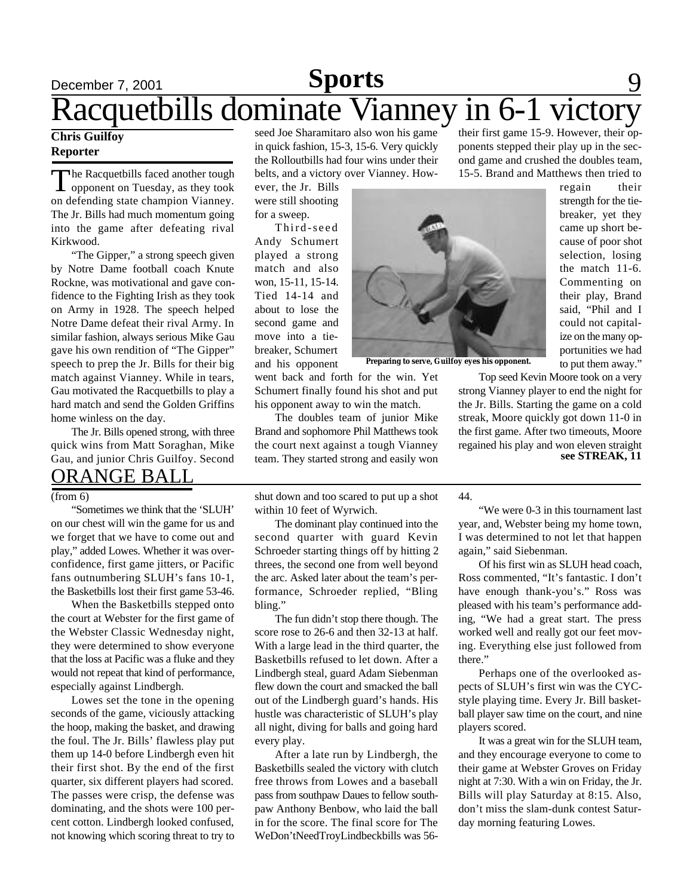# Racquetbills dominate Vianney in 6-1 victory

**Chris Guilfoy**
**Reporter**

The Racquetbills faced another tough opponent on Tuesday, as they took on defending state champion Vianney. The Jr. Bills had much momentum going into the game after defeating rival Kirkwood.

"The Gipper," a strong speech given by Notre Dame football coach Knute Rockne, was motivational and gave confidence to the Fighting Irish as they took on Army in 1928. The speech helped Notre Dame defeat their rival Army. In similar fashion, always serious Mike Gau gave his own rendition of "The Gipper" speech to prep the Jr. Bills for their big match against Vianney. While in tears, Gau motivated the Racquetbills to play a hard match and send the Golden Griffins home winless on the day.

The Jr. Bills opened strong, with three quick wins from Matt Soraghan, Mike Gau, and junior Chris Guilfoy. Second seed Joe Sharamitaro also won his game in quick fashion, 15-3, 15-6. Very quickly the Rolloutbills had four wins under their belts, and a victory over Vianney. However, the Jr. Bills were still shooting for a sweep.

Third-seed Andy Schumert played a strong match and also won, 15-11, 15-14. Tied 14-14 and about to lose the second game and move into a tie-breaker, Schumert and his opponent went back and forth for the win. Yet Schumert finally found his shot and put his opponent away to win the match.

Preparing to serve, Guilfoy eyes his opponent.

The doubles team of junior Mike Brand and sophomore Phil Matthews took the court next against a tough Vianney team. They started strong and easily won their first game 15-9. However, their opponents stepped their play up in the second game and crushed the doubles team, 15-5. Brand and Matthews then tried to regain their strength for the tie-breaker, yet they came up short because of poor shot selection, losing the match 11-6. Commenting on their play, Brand said, "Phil and I could not capitalize on the many opportunities we had to put them away."

Top seed Kevin Moore took on a very strong Vianney player to end the night for the Jr. Bills. Starting the game on a cold streak, Moore quickly got down 11-0 in the first game. After two timeouts, Moore regained his play and won eleven straight

**see STREAK, 11**

## ORANGE BALL

(from 6)

"Sometimes we think that the 'SLUH' on our chest will win the game for us and we forget that we have to come out and play," added Lowes. Whether it was overconfidence, first game jitters, or Pacific fans outnumbering SLUH's fans 10-1, the Basketbills lost their first game 53-46.

When the Basketbills stepped onto the court at Webster for the first game of the Webster Classic Wednesday night, they were determined to show everyone that the loss at Pacific was a fluke and they would not repeat that kind of performance, especially against Lindbergh.

Lowes set the tone in the opening seconds of the game, viciously attacking the hoop, making the basket, and drawing the foul. The Jr. Bills' flawless play put them up 14-0 before Lindbergh even hit their first shot. By the end of the first quarter, six different players had scored. The passes were crisp, the defense was dominating, and the shots were 100 percent cotton. Lindbergh looked confused, not knowing which scoring threat to try to shut down and too scared to put up a shot within 10 feet of Wyrwich.

The dominant play continued into the second quarter with guard Kevin Schroeder starting things off by hitting 2 threes, the second one from well beyond the arc. Asked later about the team's performance, Schroeder replied, "Bling bling."

The fun didn't stop there though. The score rose to 26-6 and then 32-13 at half. With a large lead in the third quarter, the Basketbills refused to let down. After a Lindbergh steal, guard Adam Siebenman flew down the court and smacked the ball out of the Lindbergh guard's hands. His hustle was characteristic of SLUH's play all night, diving for balls and going hard every play.

After a late run by Lindbergh, the Basketbills sealed the victory with clutch free throws from Lowes and a baseball pass from southpaw Daues to fellow southpaw Anthony Benbow, who laid the ball in for the score. The final score for The WeDon'tNeedTroyLindbeckbills was 56-44.

"We were 0-3 in this tournament last year, and, Webster being my home town, I was determined to not let that happen again," said Siebenman.

Of his first win as SLUH head coach, Ross commented, "It's fantastic. I don't have enough thank-you's." Ross was pleased with his team's performance adding, "We had a great start. The press worked well and really got our feet moving. Everything else just followed from there."

Perhaps one of the overlooked aspects of SLUH's first win was the CYC-style playing time. Every Jr. Bill basketball player saw time on the court, and nine players scored.

It was a great win for the SLUH team, and they encourage everyone to come to their game at Webster Groves on Friday night at 7:30. With a win on Friday, the Jr. Bills will play Saturday at 8:15. Also, don't miss the slam-dunk contest Saturday morning featuring Lowes.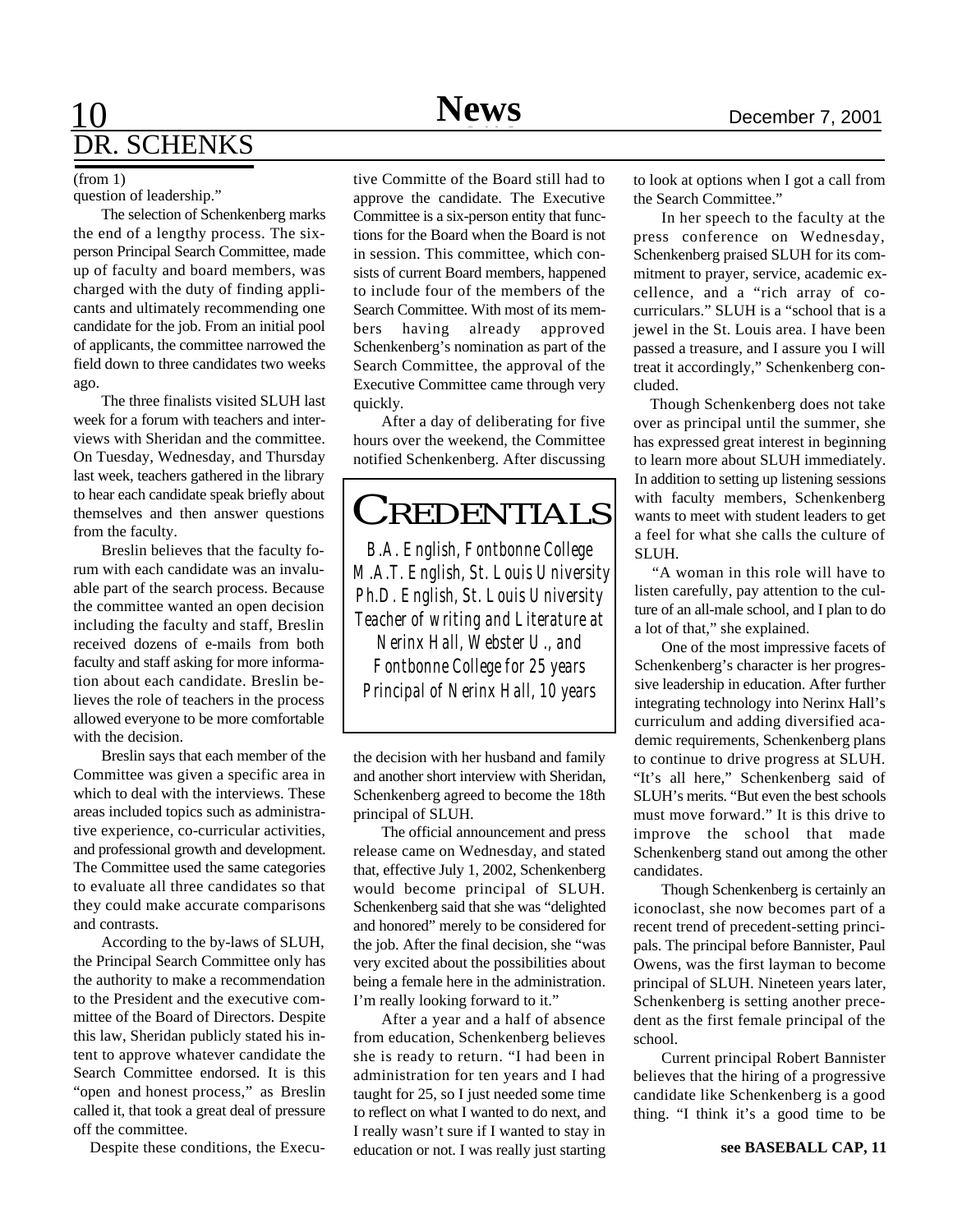## DR. SCHENKS

(from 1)

question of leadership."

The selection of Schenkenberg marks the end of a lengthy process. The six-person Principal Search Committee, made up of faculty and board members, was charged with the duty of finding applicants and ultimately recommending one candidate for the job. From an initial pool of applicants, the committee narrowed the field down to three candidates two weeks ago.

The three finalists visited SLUH last week for a forum with teachers and interviews with Sheridan and the committee. On Tuesday, Wednesday, and Thursday last week, teachers gathered in the library to hear each candidate speak briefly about themselves and then answer questions from the faculty.

Breslin believes that the faculty forum with each candidate was an invaluable part of the search process. Because the committee wanted an open decision including the faculty and staff, Breslin received dozens of e-mails from both faculty and staff asking for more information about each candidate. Breslin believes the role of teachers in the process allowed everyone to be more comfortable with the decision.

Breslin says that each member of the Committee was given a specific area in which to deal with the interviews. These areas included topics such as administrative experience, co-curricular activities, and professional growth and development. The Committee used the same categories to evaluate all three candidates so that they could make accurate comparisons and contrasts.

According to the by-laws of SLUH, the Principal Search Committee only has the authority to make a recommendation to the President and the executive committee of the Board of Directors. Despite this law, Sheridan publicly stated his intent to approve whatever candidate the Search Committee endorsed. It is this "open and honest process," as Breslin called it, that took a great deal of pressure off the committee.

Despite these conditions, the Executive Committe of the Board still had to approve the candidate. The Executive Committee is a six-person entity that functions for the Board when the Board is not in session. This committee, which consists of current Board members, happened to include four of the members of the Search Committee. With most of its members having already approved Schenkenberg's nomination as part of the Search Committee, the approval of the Executive Committee came through very quickly.

After a day of deliberating for five hours over the weekend, the Committee notified Schenkenberg. After discussing the decision with her husband and family and another short interview with Sheridan, Schenkenberg agreed to become the 18th principal of SLUH.

The official announcement and press release came on Wednesday, and stated that, effective July 1, 2002, Schenkenberg would become principal of SLUH. Schenkenberg said that she was "delighted and honored" merely to be considered for the job. After the final decision, she "was very excited about the possibilities about being a female here in the administration. I'm really looking forward to it."

After a year and a half of absence from education, Schenkenberg believes she is ready to return. "I had been in administration for ten years and I had taught for 25, so I just needed some time to reflect on what I wanted to do next, and I really wasn't sure if I wanted to stay in education or not. I was really just starting to look at options when I got a call from the Search Committee."

In her speech to the faculty at the press conference on Wednesday, Schenkenberg praised SLUH for its commitment to prayer, service, academic excellence, and a "rich array of co-curriculars." SLUH is a "school that is a jewel in the St. Louis area. I have been passed a treasure, and I assure you I will treat it accordingly," Schenkenberg concluded.

Though Schenkenberg does not take over as principal until the summer, she has expressed great interest in beginning to learn more about SLUH immediately. In addition to setting up listening sessions with faculty members, Schenkenberg wants to meet with student leaders to get a feel for what she calls the culture of SLUH.

"A woman in this role will have to listen carefully, pay attention to the culture of an all-male school, and I plan to do a lot of that," she explained.

One of the most impressive facets of Schenkenberg's character is her progressive leadership in education. After further integrating technology into Nerinx Hall's curriculum and adding diversified academic requirements, Schenkenberg plans to continue to drive progress at SLUH. "It's all here," Schenkenberg said of SLUH's merits. "But even the best schools must move forward." It is this drive to improve the school that made Schenkenberg stand out among the other candidates.

Though Schenkenberg is certainly an iconoclast, she now becomes part of a recent trend of precedent-setting principals. The principal before Bannister, Paul Owens, was the first layman to become principal of SLUH. Nineteen years later, Schenkenberg is setting another precedent as the first female principal of the school.

Current principal Robert Bannister believes that the hiring of a progressive candidate like Schenkenberg is a good thing. "I think it's a good time to be

**see BASEBALL CAP, 11**

---

### CREDENTIALS

*B.A. English, Fontbonne College*
*M.A.T. English, St. Louis University*
*Ph.D. English, St. Louis University*
*Teacher of writing and Literature at Nerinx Hall, Webster U., and Fontbonne College for 25 years*
*Principal of Nerinx Hall, 10 years*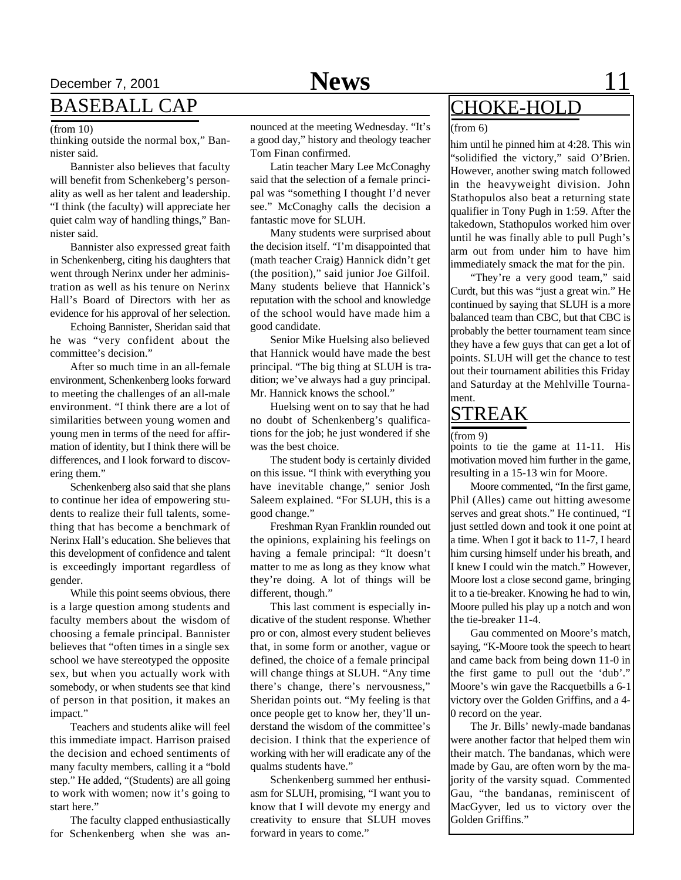## BASEBALL CAP

(from 10)

thinking outside the normal box," Bannister said.

Bannister also believes that faculty will benefit from Schenkeberg's personality as well as her talent and leadership. "I think (the faculty) will appreciate her quiet calm way of handling things," Bannister said.

Bannister also expressed great faith in Schenkenberg, citing his daughters that went through Nerinx under her administration as well as his tenure on Nerinx Hall's Board of Directors with her as evidence for his approval of her selection.

Echoing Bannister, Sheridan said that he was "very confident about the committee's decision."

After so much time in an all-female environment, Schenkenberg looks forward to meeting the challenges of an all-male environment. "I think there are a lot of similarities between young women and young men in terms of the need for affirmation of identity, but I think there will be differences, and I look forward to discovering them."

Schenkenberg also said that she plans to continue her idea of empowering students to realize their full talents, something that has become a benchmark of Nerinx Hall's education. She believes that this development of confidence and talent is exceedingly important regardless of gender.

While this point seems obvious, there is a large question among students and faculty members about the wisdom of choosing a female principal. Bannister believes that "often times in a single sex school we have stereotyped the opposite sex, but when you actually work with somebody, or when students see that kind of person in that position, it makes an impact."

Teachers and students alike will feel this immediate impact. Harrison praised the decision and echoed sentiments of many faculty members, calling it a "bold step." He added, "(Students) are all going to work with women; now it's going to start here."

The faculty clapped enthusiastically for Schenkenberg when she was announced at the meeting Wednesday. "It's a good day," history and theology teacher Tom Finan confirmed.

Latin teacher Mary Lee McConaghy said that the selection of a female principal was "something I thought I'd never see." McConaghy calls the decision a fantastic move for SLUH.

Many students were surprised about the decision itself. "I'm disappointed that (math teacher Craig) Hannick didn't get (the position)," said junior Joe Gilfoil. Many students believe that Hannick's reputation with the school and knowledge of the school would have made him a good candidate.

Senior Mike Huelsing also believed that Hannick would have made the best principal. "The big thing at SLUH is tradition; we've always had a guy principal. Mr. Hannick knows the school."

Huelsing went on to say that he had no doubt of Schenkenberg's qualifications for the job; he just wondered if she was the best choice.

The student body is certainly divided on this issue. "I think with everything you have inevitable change," senior Josh Saleem explained. "For SLUH, this is a good change."

Freshman Ryan Franklin rounded out the opinions, explaining his feelings on having a female principal: "It doesn't matter to me as long as they know what they're doing. A lot of things will be different, though."

This last comment is especially indicative of the student response. Whether pro or con, almost every student believes that, in some form or another, vague or defined, the choice of a female principal will change things at SLUH. "Any time there's change, there's nervousness," Sheridan points out. "My feeling is that once people get to know her, they'll understand the wisdom of the committee's decision. I think that the experience of working with her will eradicate any of the qualms students have."

Schenkenberg summed her enthusiasm for SLUH, promising, "I want you to know that I will devote my energy and creativity to ensure that SLUH moves forward in years to come."

## CHOKE-HOLD

(from 6)

him until he pinned him at 4:28. This win "solidified the victory," said O'Brien. However, another swing match followed in the heavyweight division. John Stathopulos also beat a returning state qualifier in Tony Pugh in 1:59. After the takedown, Stathopulos worked him over until he was finally able to pull Pugh's arm out from under him to have him immediately smack the mat for the pin.

"They're a very good team," said Curdt, but this was "just a great win." He continued by saying that SLUH is a more balanced team than CBC, but that CBC is probably the better tournament team since they have a few guys that can get a lot of points. SLUH will get the chance to test out their tournament abilities this Friday and Saturday at the Mehlville Tournament.

## STREAK

(from 9)

points to tie the game at 11-11. His motivation moved him further in the game, resulting in a 15-13 win for Moore.

Moore commented, "In the first game, Phil (Alles) came out hitting awesome serves and great shots." He continued, "I just settled down and took it one point at a time. When I got it back to 11-7, I heard him cursing himself under his breath, and I knew I could win the match." However, Moore lost a close second game, bringing it to a tie-breaker. Knowing he had to win, Moore pulled his play up a notch and won the tie-breaker 11-4.

Gau commented on Moore's match, saying, "K-Moore took the speech to heart and came back from being down 11-0 in the first game to pull out the 'dub'." Moore's win gave the Racquetbills a 6-1 victory over the Golden Griffins, and a 4-0 record on the year.

The Jr. Bills' newly-made bandanas were another factor that helped them win their match. The bandanas, which were made by Gau, are often worn by the majority of the varsity squad. Commented Gau, "the bandanas, reminiscent of MacGyver, led us to victory over the Golden Griffins."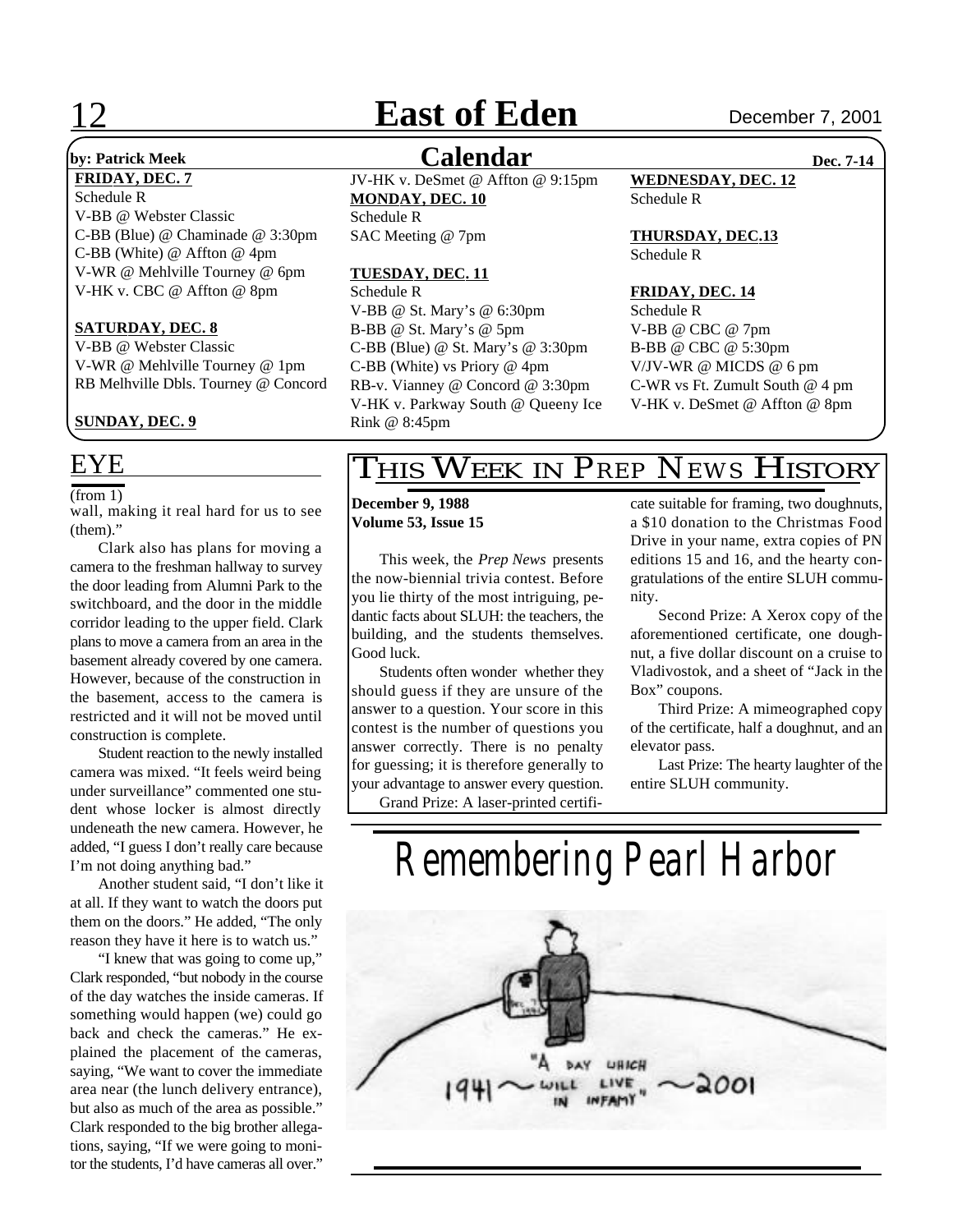# East of Eden

## Calendar

by: Patrick Meek

Dec. 7-14

**FRIDAY, DEC. 7**
Schedule R
V-BB @ Webster Classic
C-BB (Blue) @ Chaminade @ 3:30pm
C-BB (White) @ Affton @ 4pm
V-WR @ Mehlville Tourney @ 6pm
V-HK v. CBC @ Affton @ 8pm

**SATURDAY, DEC. 8**
V-BB @ Webster Classic
V-WR @ Mehlville Tourney @ 1pm
RB Melhville Dbls. Tourney @ Concord

**SUNDAY, DEC. 9**
JV-HK v. DeSmet @ Affton @ 9:15pm

**MONDAY, DEC. 10**
Schedule R
SAC Meeting @ 7pm

**TUESDAY, DEC. 11**
Schedule R
V-BB @ St. Mary's @ 6:30pm
B-BB @ St. Mary's @ 5pm
C-BB (Blue) @ St. Mary's @ 3:30pm
C-BB (White) vs Priory @ 4pm
RB-v. Vianney @ Concord @ 3:30pm
V-HK v. Parkway South @ Queeny Ice Rink @ 8:45pm

**WEDNESDAY, DEC. 12**
Schedule R

**THURSDAY, DEC.13**
Schedule R

**FRIDAY, DEC. 14**
Schedule R
V-BB @ CBC @ 7pm
B-BB @ CBC @ 5:30pm
V/JV-WR @ MICDS @ 6 pm
C-WR vs Ft. Zumult South @ 4 pm
V-HK v. DeSmet @ Affton @ 8pm

## EYE

(from 1)

wall, making it real hard for us to see (them)."

Clark also has plans for moving a camera to the freshman hallway to survey the door leading from Alumni Park to the switchboard, and the door in the middle corridor leading to the upper field. Clark plans to move a camera from an area in the basement already covered by one camera. However, because of the construction in the basement, access to the camera is restricted and it will not be moved until construction is complete.

Student reaction to the newly installed camera was mixed. "It feels weird being under surveillance" commented one student whose locker is almost directly undeneath the new camera. However, he added, "I guess I don't really care because I'm not doing anything bad."

Another student said, "I don't like it at all. If they want to watch the doors put them on the doors." He added, "The only reason they have it here is to watch us."

"I knew that was going to come up," Clark responded, "but nobody in the course of the day watches the inside cameras. If something would happen (we) could go back and check the cameras." He explained the placement of the cameras, saying, "We want to cover the immediate area near (the lunch delivery entrance), but also as much of the area as possible." Clark responded to the big brother allegations, saying, "If we were going to monitor the students, I'd have cameras all over."

## This Week in Prep News History

**December 9, 1988**
**Volume 53, Issue 15**

This week, the *Prep News* presents the now-biennial trivia contest. Before you lie thirty of the most intriguing, pedantic facts about SLUH: the teachers, the building, and the students themselves. Good luck.

Students often wonder whether they should guess if they are unsure of the answer to a question. Your score in this contest is the number of questions you answer correctly. There is no penalty for guessing; it is therefore generally to your advantage to answer every question.

Grand Prize: A laser-printed certificate suitable for framing, two doughnuts, a $10 donation to the Christmas Food Drive in your name, extra copies of PN editions 15 and 16, and the hearty congratulations of the entire SLUH community.

Second Prize: A Xerox copy of the aforementioned certificate, one doughnut, a five dollar discount on a cruise to Vladivostok, and a sheet of "Jack in the Box" coupons.

Third Prize: A mimeographed copy of the certificate, half a doughnut, and an elevator pass.

Last Prize: The hearty laughter of the entire SLUH community.

## Remembering Pearl Harbor

1941 ~ "A day which will live in infamy" ~ 2001